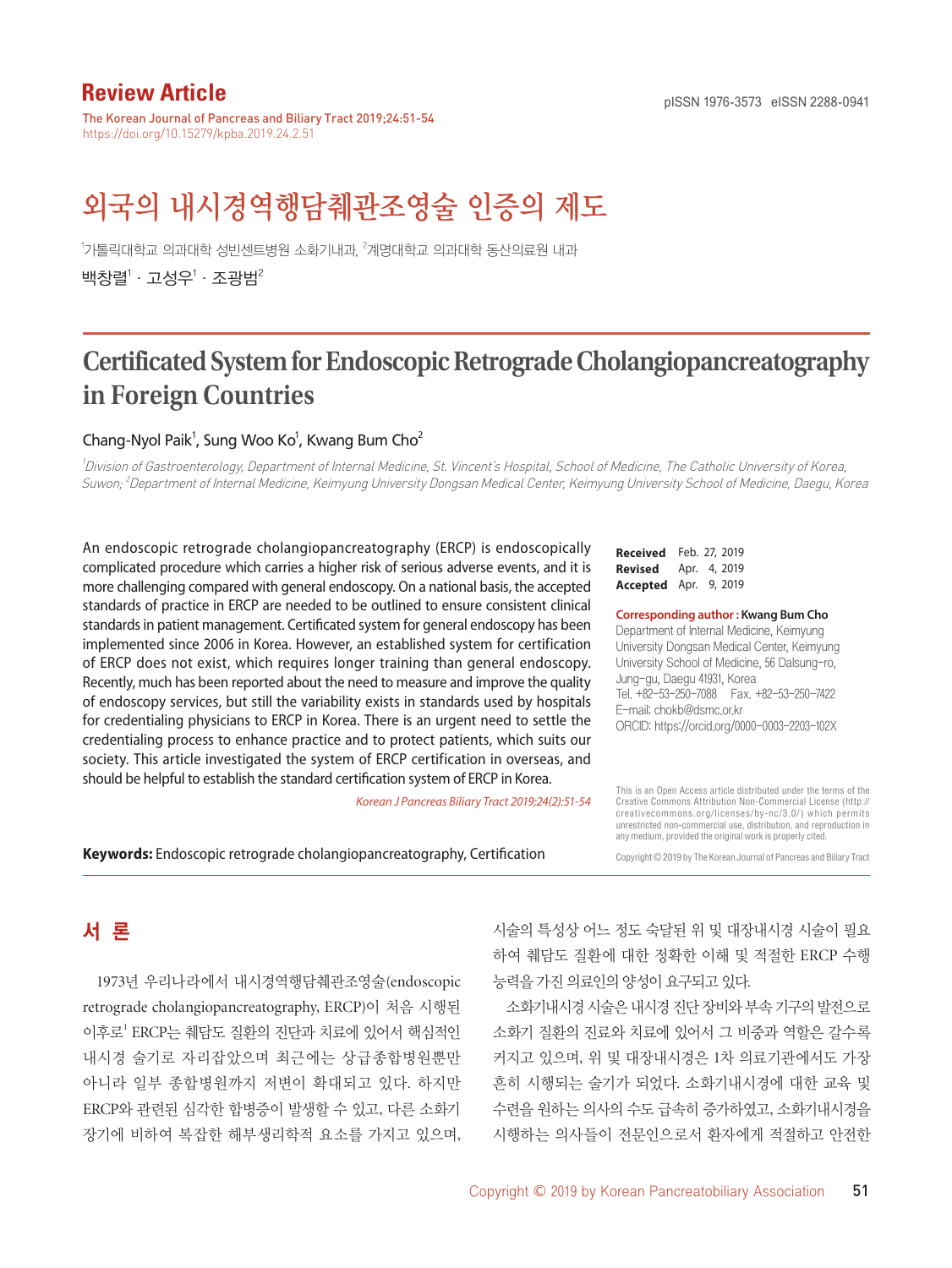Review Article

The Korean Journal of Pancreas and Biliary Tract 2019;24:51-54
https://doi.org/10.15279/kpba.2019.24.2.51

pISSN 1976-3573 eISSN 2288-0941

# 외국의 내시경역행담췌관조영술 인증의 제도

[1]가톨릭대학교 의과대학 성빈센트병원 소화기내과, [2]계명대학교 의과대학 동산의료원 내과

백창렬[1] · 고성우[1] · 조광범[2]

# Certificated System for Endoscopic Retrograde Cholangiopancreatography in Foreign Countries

Chang-Nyol Paik[1], Sung Woo Ko[1], Kwang Bum Cho[2]

*[1]Division of Gastroenterology, Department of Internal Medicine, St. Vincent's Hospital, School of Medicine, The Catholic University of Korea, Suwon; [2]Department of Internal Medicine, Keimyung University Dongsan Medical Center, Keimyung University School of Medicine, Daegu, Korea*

An endoscopic retrograde cholangiopancreatography (ERCP) is endoscopically complicated procedure which carries a higher risk of serious adverse events, and it is more challenging compared with general endoscopy. On a national basis, the accepted standards of practice in ERCP are needed to be outlined to ensure consistent clinical standards in patient management. Certificated system for general endoscopy has been implemented since 2006 in Korea. However, an established system for certification of ERCP does not exist, which requires longer training than general endoscopy. Recently, much has been reported about the need to measure and improve the quality of endoscopy services, but still the variability exists in standards used by hospitals for credentialing physicians to ERCP in Korea. There is an urgent need to settle the credentialing process to enhance practice and to protect patients, which suits our society. This article investigated the system of ERCP certification in overseas, and should be helpful to establish the standard certification system of ERCP in Korea.

*Korean J Pancreas Biliary Tract 2019;24(2):51-54*

**Keywords:** Endoscopic retrograde cholangiopancreatography, Certification

**Received** Feb. 27, 2019
**Revised** Apr. 4, 2019
**Accepted** Apr. 9, 2019

**Corresponding author : Kwang Bum Cho**
Department of Internal Medicine, Keimyung University Dongsan Medical Center, Keimyung University School of Medicine, 56 Dalsung-ro, Jung-gu, Daegu 41931, Korea
Tel. +82-53-250-7088 Fax. +82-53-250-7422
E-mail; chokb@dsmc.or.kr
ORCID: https://orcid.org/0000-0003-2203-102X

This is an Open Access article distributed under the terms of the Creative Commons Attribution Non-Commercial License (http://creativecommons.org/licenses/by-nc/3.0/) which permits unrestricted non-commercial use, distribution, and reproduction in any medium, provided the original work is properly cited.

Copyright © 2019 by The Korean Journal of Pancreas and Biliary Tract

## 서 론

1973년 우리나라에서 내시경역행담췌관조영술(endoscopic retrograde cholangiopancreatography, ERCP)이 처음 시행된 이후로[1] ERCP는 췌담도 질환의 진단과 치료에 있어서 핵심적인 내시경 술기로 자리잡았으며 최근에는 상급종합병원뿐만 아니라 일부 종합병원까지 저변이 확대되고 있다. 하지만 ERCP와 관련된 심각한 합병증이 발생할 수 있고, 다른 소화기 장기에 비하여 복잡한 해부생리학적 요소를 가지고 있으며, 시술의 특성상 어느 정도 숙달된 위 및 대장내시경 시술이 필요하여 췌담도 질환에 대한 정확한 이해 및 적절한 ERCP 수행 능력을 가진 의료인의 양성이 요구되고 있다.

소화기내시경 시술은 내시경 진단 장비와 부속 기구의 발전으로 소화기 질환의 진료와 치료에 있어서 그 비중과 역할은 갈수록 커지고 있으며, 위 및 대장내시경은 1차 의료기관에서도 가장 흔히 시행되는 술기가 되었다. 소화기내시경에 대한 교육 및 수련을 원하는 의사의 수도 급속히 증가하였고, 소화기내시경을 시행하는 의사들이 전문인으로서 환자에게 적절하고 안전한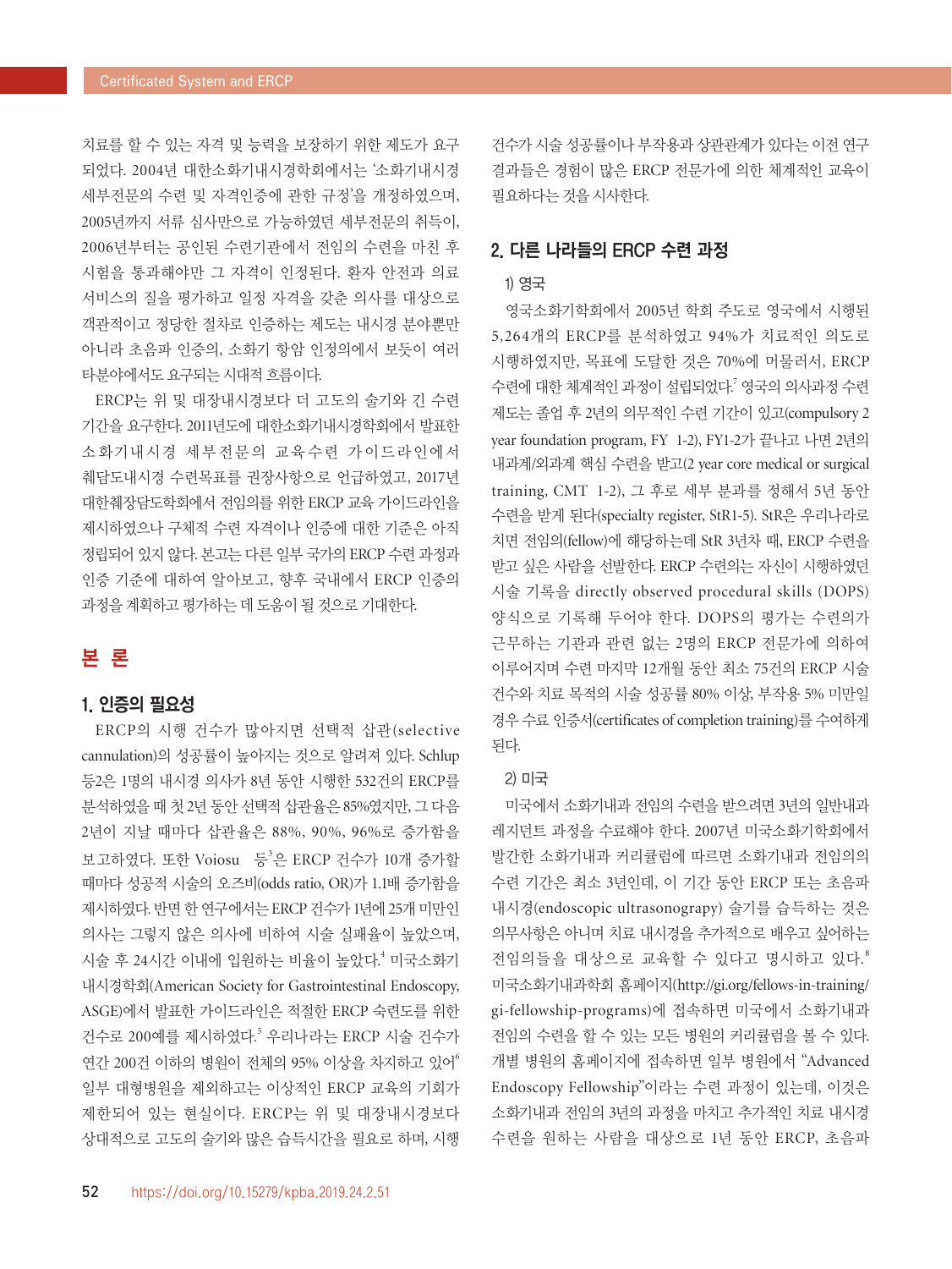치료를 할 수 있는 자격 및 능력을 보장하기 위한 제도가 요구되었다. 2004년 대한소화기내시경학회에서는 '소화기내시경 세부전문의 수련 및 자격인증에 관한 규정'을 개정하였으며, 2005년까지 서류 심사만으로 가능하였던 세부전문의 취득이, 2006년부터는 공인된 수련기관에서 전임의 수련을 마친 후 시험을 통과해야만 그 자격이 인정된다. 환자 안전과 의료 서비스의 질을 평가하고 일정 자격을 갖춘 의사를 대상으로 객관적이고 정당한 절차로 인증하는 제도는 내시경 분야뿐만 아니라 초음파 인증의, 소화기 항암 인정의에서 보듯이 여러 타분야에서도 요구되는 시대적 흐름이다.

ERCP는 위 및 대장내시경보다 더 고도의 술기와 긴 수련 기간을 요구한다. 2011년도에 대한소화기내시경학회에서 발표한 소화기내시경 세부전문의 교육수련 가이드라인에서 췌담도내시경 수련목표를 권장사항으로 언급하였고, 2017년 대한췌장담도학회에서 전임의를 위한 ERCP 교육 가이드라인을 제시하였으나 구체적 수련 자격이나 인증에 대한 기준은 아직 정립되어 있지 않다. 본고는 다른 일부 국가의 ERCP 수련 과정과 인증 기준에 대하여 알아보고, 향후 국내에서 ERCP 인증의 과정을 계획하고 평가하는 데 도움이 될 것으로 기대한다.

# 본 론

## 1. 인증의 필요성

ERCP의 시행 건수가 많아지면 선택적 삽관(selective cannulation)의 성공률이 높아지는 것으로 알려져 있다. Schlup 등[2]은 1명의 내시경 의사가 8년 동안 시행한 532건의 ERCP를 분석하였을 때 첫 2년 동안 선택적 삽관율은 85%였지만, 그 다음 2년이 지날 때마다 삽관율은 88%, 90%, 96%로 증가함을 보고하였다. 또한 Voiosu 등[3]은 ERCP 건수가 10개 증가할 때마다 성공적 시술의 오즈비(odds ratio, OR)가 1.1배 증가함을 제시하였다. 반면 한 연구에서는 ERCP 건수가 1년에 25개 미만인 의사는 그렇지 않은 의사에 비하여 시술 실패율이 높았으며, 시술 후 24시간 이내에 입원하는 비율이 높았다.[4] 미국소화기내시경학회(American Society for Gastrointestinal Endoscopy, ASGE)에서 발표한 가이드라인은 적절한 ERCP 숙련도를 위한 건수로 200예를 제시하였다.[5] 우리나라는 ERCP 시술 건수가 연간 200건 이하의 병원이 전체의 95% 이상을 차지하고 있어[6] 일부 대형병원을 제외하고는 이상적인 ERCP 교육의 기회가 제한되어 있는 현실이다. ERCP는 위 및 대장내시경보다 상대적으로 고도의 술기와 많은 습득시간을 필요로 하며, 시행 건수가 시술 성공률이나 부작용과 상관관계가 있다는 이전 연구 결과들은 경험이 많은 ERCP 전문가에 의한 체계적인 교육이 필요하다는 것을 시사한다.

## 2. 다른 나라들의 ERCP 수련 과정

### 1) 영국

영국소화기학회에서 2005년 학회 주도로 영국에서 시행된 5,264개의 ERCP를 분석하였고 94%가 치료적인 의도로 시행하였지만, 목표에 도달한 것은 70%에 머물러서, ERCP 수련에 대한 체계적인 과정이 설립되었다.[7] 영국의 의사과정 수련 제도는 졸업 후 2년의 의무적인 수련 기간이 있고(compulsory 2 year foundation program, FY 1-2), FY1-2가 끝나고 나면 2년의 내과계/외과계 핵심 수련을 받고(2 year core medical or surgical training, CMT 1-2), 그 후로 세부 분과를 정해서 5년 동안 수련을 받게 된다(specialty register, StR1-5). StR은 우리나라로 치면 전임의(fellow)에 해당하는데 StR 3년차 때, ERCP 수련을 받고 싶은 사람을 선발한다. ERCP 수련의는 자신이 시행하였던 시술 기록을 directly observed procedural skills (DOPS) 양식으로 기록해 두어야 한다. DOPS의 평가는 수련의가 근무하는 기관과 관련 없는 2명의 ERCP 전문가에 의하여 이루어지며 수련 마지막 12개월 동안 최소 75건의 ERCP 시술 건수와 치료 목적의 시술 성공률 80% 이상, 부작용 5% 미만일 경우 수료 인증서(certificates of completion training)를 수여하게 된다.

### 2) 미국

미국에서 소화기내과 전임의 수련을 받으려면 3년의 일반내과 레지던트 과정을 수료해야 한다. 2007년 미국소화기학회에서 발간한 소화기내과 커리큘럼에 따르면 소화기내과 전임의의 수련 기간은 최소 3년인데, 이 기간 동안 ERCP 또는 초음파 내시경(endoscopic ultrasonograpy) 술기를 습득하는 것은 의무사항은 아니며 치료 내시경을 추가적으로 배우고 싶어하는 전임의들을 대상으로 교육할 수 있다고 명시하고 있다.[8] 미국소화기내과학회 홈페이지(http://gi.org/fellows-in-training/gi-fellowship-programs)에 접속하면 미국에서 소화기내과 전임의 수련을 할 수 있는 모든 병원의 커리큘럼을 볼 수 있다. 개별 병원의 홈페이지에 접속하면 일부 병원에서 "Advanced Endoscopy Fellowship"이라는 수련 과정이 있는데, 이것은 소화기내과 전임의 3년의 과정을 마치고 추가적인 치료 내시경 수련을 원하는 사람을 대상으로 1년 동안 ERCP, 초음파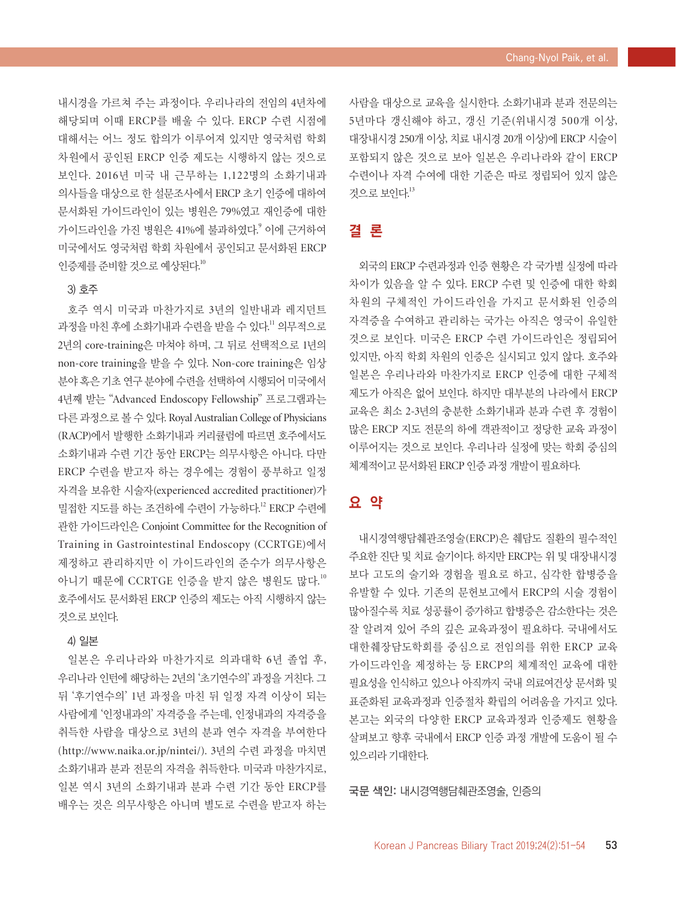내시경을 가르쳐 주는 과정이다. 우리나라의 전임의 4년차에 해당되며 이때 ERCP를 배울 수 있다. ERCP 수련 시점에 대해서는 어느 정도 합의가 이루어져 있지만 영국처럼 학회 차원에서 공인된 ERCP 인증 제도는 시행하지 않는 것으로 보인다. 2016년 미국 내 근무하는 1,122명의 소화기내과 의사들을 대상으로 한 설문조사에서 ERCP 초기 인증에 대하여 문서화된 가이드라인이 있는 병원은 79%였고 재인증에 대한 가이드라인을 가진 병원은 41%에 불과하였다.[9] 이에 근거하여 미국에서도 영국처럼 학회 차원에서 공인되고 문서화된 ERCP 인증제를 준비할 것으로 예상된다.[10]

### 3) 호주

호주 역시 미국과 마찬가지로 3년의 일반내과 레지던트 과정을 마친 후에 소화기내과 수련을 받을 수 있다.[11] 의무적으로 2년의 core-training은 마쳐야 하며, 그 뒤로 선택적으로 1년의 non-core training을 받을 수 있다. Non-core training은 임상 분야 혹은 기초 연구 분야에 수련을 선택하여 시행되어 미국에서 4년째 받는 "Advanced Endoscopy Fellowship" 프로그램과는 다른 과정으로 볼 수 있다. Royal Australian College of Physicians (RACP)에서 발행한 소화기내과 커리큘럼에 따르면 호주에서도 소화기내과 수련 기간 동안 ERCP는 의무사항은 아니다. 다만 ERCP 수련을 받고자 하는 경우에는 경험이 풍부하고 일정 자격을 보유한 시술자(experienced accredited practitioner)가 밀접한 지도를 하는 조건하에 수련이 가능하다.[12] ERCP 수련에 관한 가이드라인은 Conjoint Committee for the Recognition of Training in Gastrointestinal Endoscopy (CCRTGE)에서 제정하고 관리하지만 이 가이드라인의 준수가 의무사항은 아니기 때문에 CCRTGE 인증을 받지 않은 병원도 많다.[10] 호주에서도 문서화된 ERCP 인증의 제도는 아직 시행하지 않는 것으로 보인다.

### 4) 일본

일본은 우리나라와 마찬가지로 의과대학 6년 졸업 후, 우리나라 인턴에 해당하는 2년의 '초기연수의' 과정을 거친다. 그 뒤 '후기연수의' 1년 과정을 마친 뒤 일정 자격 이상이 되는 사람에게 '인정내과의' 자격증을 주는데, 인정내과의 자격증을 취득한 사람을 대상으로 3년의 분과 연수 자격을 부여한다 (http://www.naika.or.jp/nintei/). 3년의 수련 과정을 마치면 소화기내과 분과 전문의 자격을 취득한다. 미국과 마찬가지로, 일본 역시 3년의 소화기내과 분과 수련 기간 동안 ERCP를 배우는 것은 의무사항은 아니며 별도로 수련을 받고자 하는 사람을 대상으로 교육을 실시한다. 소화기내과 분과 전문의는 5년마다 갱신해야 하고, 갱신 기준(위내시경 500개 이상, 대장내시경 250개 이상, 치료 내시경 20개 이상)에 ERCP 시술이 포함되지 않은 것으로 보아 일본은 우리나라와 같이 ERCP 수련이나 자격 수여에 대한 기준은 따로 정립되어 있지 않은 것으로 보인다.[13]

## 결 론

외국의 ERCP 수련과정과 인증 현황은 각 국가별 실정에 따라 차이가 있음을 알 수 있다. ERCP 수련 및 인증에 대한 학회 차원의 구체적인 가이드라인을 가지고 문서화된 인증의 자격증을 수여하고 관리하는 국가는 아직은 영국이 유일한 것으로 보인다. 미국은 ERCP 수련 가이드라인은 정립되어 있지만, 아직 학회 차원의 인증은 실시되고 있지 않다. 호주와 일본은 우리나라와 마찬가지로 ERCP 인증에 대한 구체적 제도가 아직은 없어 보인다. 하지만 대부분의 나라에서 ERCP 교육은 최소 2-3년의 충분한 소화기내과 분과 수련 후 경험이 많은 ERCP 지도 전문의 하에 객관적이고 정당한 교육 과정이 이루어지는 것으로 보인다. 우리나라 실정에 맞는 학회 중심의 체계적이고 문서화된 ERCP 인증 과정 개발이 필요하다.

## 요 약

내시경역행담췌관조영술(ERCP)은 췌담도 질환의 필수적인 주요한 진단 및 치료 술기이다. 하지만 ERCP는 위 및 대장내시경보다 고도의 술기와 경험을 필요로 하고, 심각한 합병증을 유발할 수 있다. 기존의 문헌보고에서 ERCP의 시술 경험이 많아질수록 치료 성공률이 증가하고 합병증은 감소한다는 것은 잘 알려져 있어 주의 깊은 교육과정이 필요하다. 국내에서도 대한췌장담도학회를 중심으로 전임의를 위한 ERCP 교육 가이드라인을 제정하는 등 ERCP의 체계적인 교육에 대한 필요성을 인식하고 있으나 아직까지 국내 의료여건상 문서화 및 표준화된 교육과정과 인증절차 확립의 어려움을 가지고 있다. 본고는 외국의 다양한 ERCP 교육과정과 인증제도 현황을 살펴보고 향후 국내에서 ERCP 인증 과정 개발에 도움이 될 수 있으리라 기대한다.

**국문 색인:** 내시경역행담췌관조영술, 인증의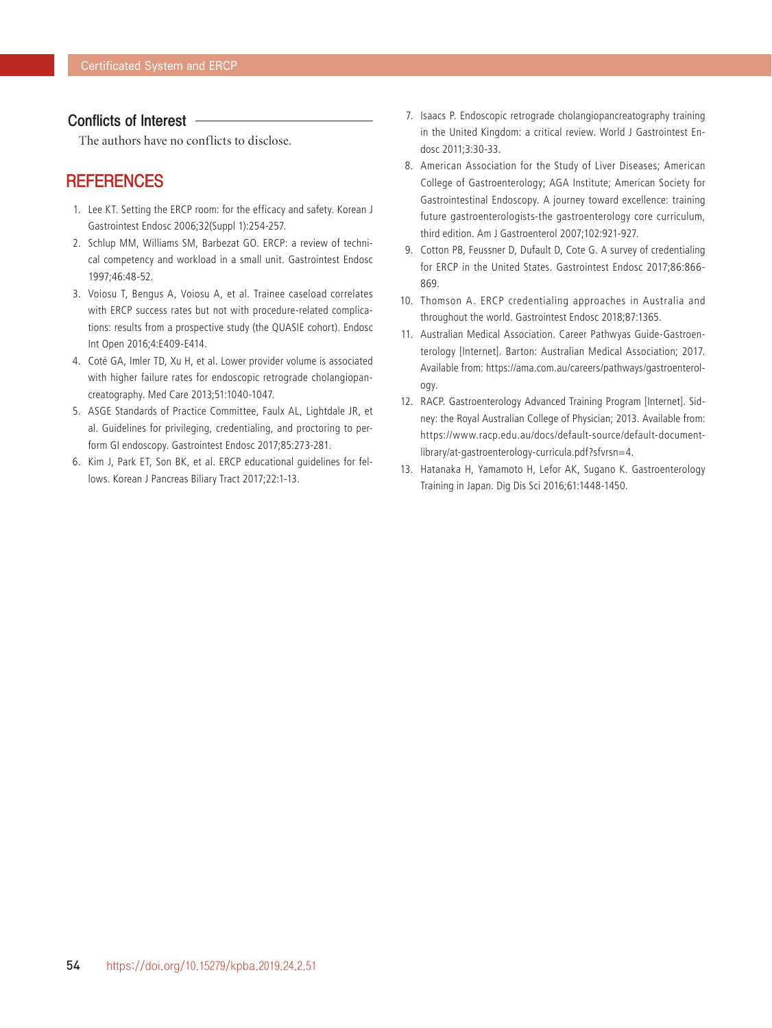## Conflicts of Interest

The authors have no conflicts to disclose.

## REFERENCES

1. Lee KT. Setting the ERCP room: for the efficacy and safety. Korean J Gastrointest Endosc 2006;32(Suppl 1):254-257.
2. Schlup MM, Williams SM, Barbezat GO. ERCP: a review of technical competency and workload in a small unit. Gastrointest Endosc 1997;46:48-52.
3. Voiosu T, Bengus A, Voiosu A, et al. Trainee caseload correlates with ERCP success rates but not with procedure-related complications: results from a prospective study (the QUASIE cohort). Endosc Int Open 2016;4:E409-E414.
4. Coté GA, Imler TD, Xu H, et al. Lower provider volume is associated with higher failure rates for endoscopic retrograde cholangiopancreatography. Med Care 2013;51:1040-1047.
5. ASGE Standards of Practice Committee, Faulx AL, Lightdale JR, et al. Guidelines for privileging, credentialing, and proctoring to perform GI endoscopy. Gastrointest Endosc 2017;85:273-281.
6. Kim J, Park ET, Son BK, et al. ERCP educational guidelines for fellows. Korean J Pancreas Biliary Tract 2017;22:1-13.
7. Isaacs P. Endoscopic retrograde cholangiopancreatography training in the United Kingdom: a critical review. World J Gastrointest Endosc 2011;3:30-33.
8. American Association for the Study of Liver Diseases; American College of Gastroenterology; AGA Institute; American Society for Gastrointestinal Endoscopy. A journey toward excellence: training future gastroenterologists-the gastroenterology core curriculum, third edition. Am J Gastroenterol 2007;102:921-927.
9. Cotton PB, Feussner D, Dufault D, Cote G. A survey of credentialing for ERCP in the United States. Gastrointest Endosc 2017;86:866-869.
10. Thomson A. ERCP credentialing approaches in Australia and throughout the world. Gastrointest Endosc 2018;87:1365.
11. Australian Medical Association. Career Pathwyas Guide-Gastroenterology [Internet]. Barton: Australian Medical Association; 2017. Available from: https://ama.com.au/careers/pathways/gastroenterology.
12. RACP. Gastroenterology Advanced Training Program [Internet]. Sidney: the Royal Australian College of Physician; 2013. Available from: https://www.racp.edu.au/docs/default-source/default-document-library/at-gastroenterology-curricula.pdf?sfvrsn=4.
13. Hatanaka H, Yamamoto H, Lefor AK, Sugano K. Gastroenterology Training in Japan. Dig Dis Sci 2016;61:1448-1450.